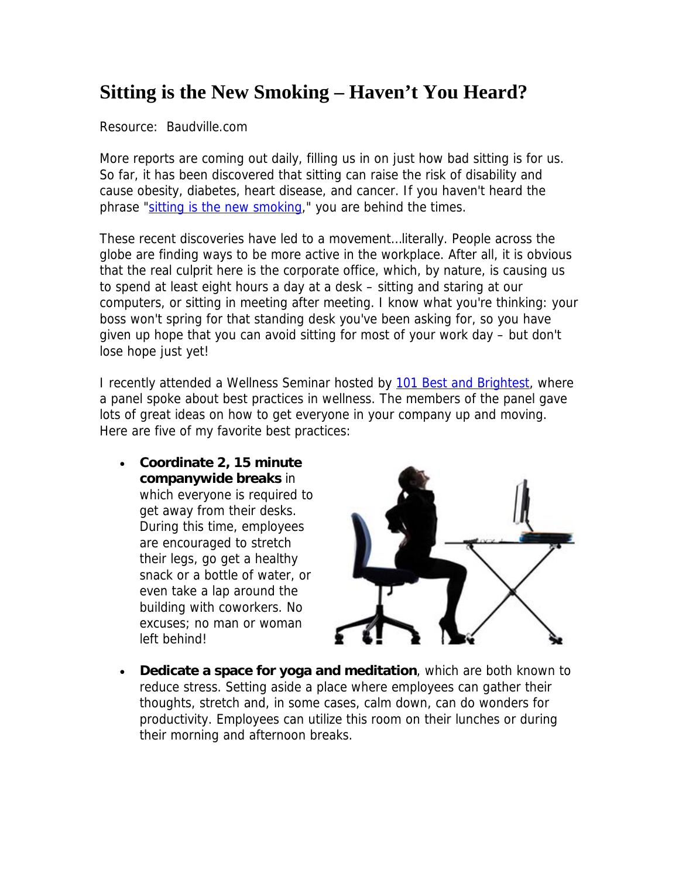# Sitting is the New Smoking – Haven't You Heard?

Resource: Baudville.com

More reports are coming out daily, filling us in on just how bad sitting is for us. So far, it has been discovered that sitting can raise the risk of disability and cause obesity, diabetes, heart disease, and cancer. If you haven't heard the phrase "sitting is the new smoking," you are behind the times.

These recent discoveries have led to a movement…literally. People across the globe are finding ways to be more active in the workplace. After all, it is obvious that the real culprit here is the corporate office, which, by nature, is causing us to spend at least eight hours a day at a desk – sitting and staring at our computers, or sitting in meeting after meeting. I know what you're thinking: your boss won't spring for that standing desk you've been asking for, so you have given up hope that you can avoid sitting for most of your work day – but don't lose hope just yet!

I recently attended a Wellness Seminar hosted by 101 Best and Brightest, where a panel spoke about best practices in wellness. The members of the panel gave lots of great ideas on how to get everyone in your company up and moving. Here are five of my favorite best practices:

- **Coordinate 2, 15 minute companywide breaks** in which everyone is required to get away from their desks. During this time, employees are encouraged to stretch their legs, go get a healthy snack or a bottle of water, or even take a lap around the building with coworkers. No excuses; no man or woman left behind!
- **Dedicate a space for yoga and meditation**, which are both known to reduce stress. Setting aside a place where employees can gather their thoughts, stretch and, in some cases, calm down, can do wonders for productivity. Employees can utilize this room on their lunches or during their morning and afternoon breaks.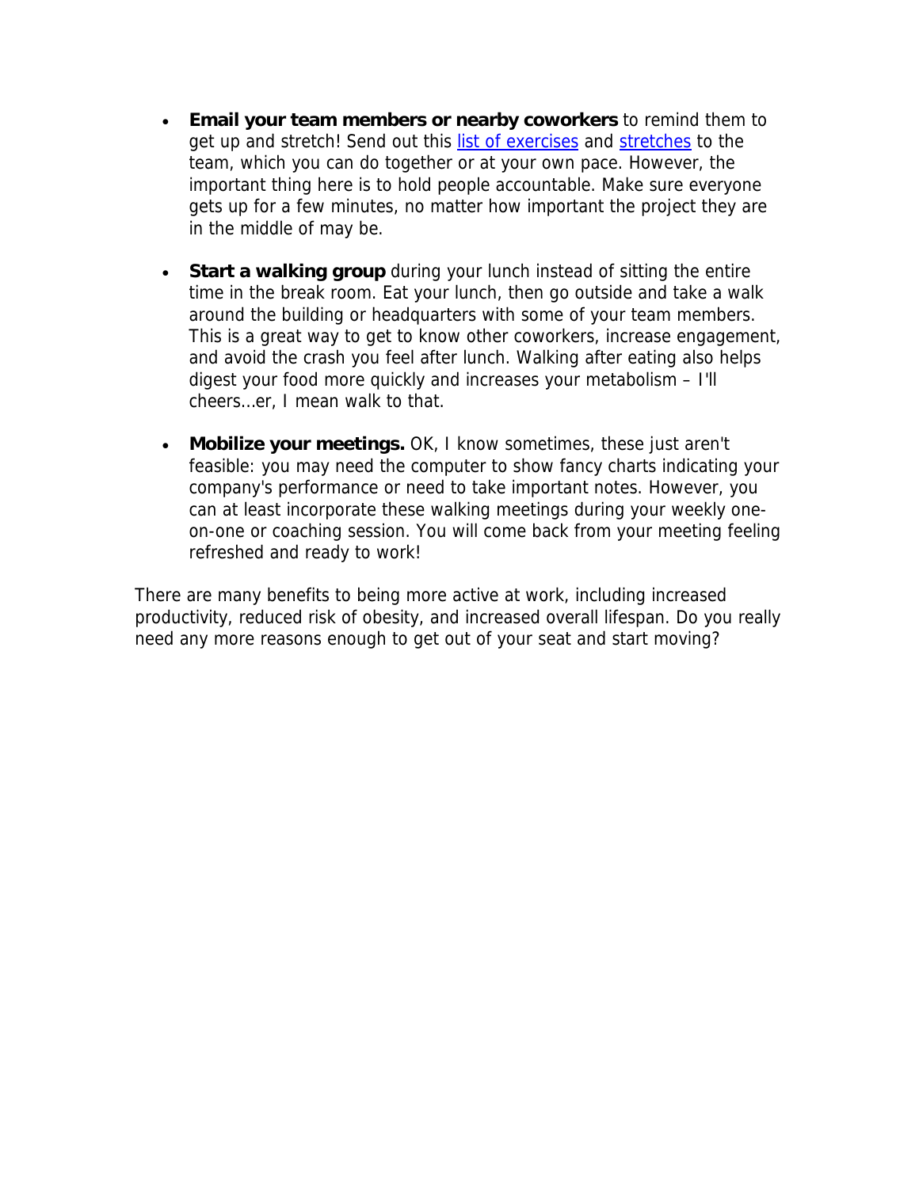- **Email your team members or nearby coworkers** to remind them to get up and stretch! Send out this list of exercises and stretches to the team, which you can do together or at your own pace. However, the important thing here is to hold people accountable. Make sure everyone gets up for a few minutes, no matter how important the project they are in the middle of may be.

- **Start a walking group** during your lunch instead of sitting the entire time in the break room. Eat your lunch, then go outside and take a walk around the building or headquarters with some of your team members. This is a great way to get to know other coworkers, increase engagement, and avoid the crash you feel after lunch. Walking after eating also helps digest your food more quickly and increases your metabolism – I'll cheers…er, I mean walk to that.

- **Mobilize your meetings.** OK, I know sometimes, these just aren't feasible: you may need the computer to show fancy charts indicating your company's performance or need to take important notes. However, you can at least incorporate these walking meetings during your weekly one-on-one or coaching session. You will come back from your meeting feeling refreshed and ready to work!

There are many benefits to being more active at work, including increased productivity, reduced risk of obesity, and increased overall lifespan. Do you really need any more reasons enough to get out of your seat and start moving?